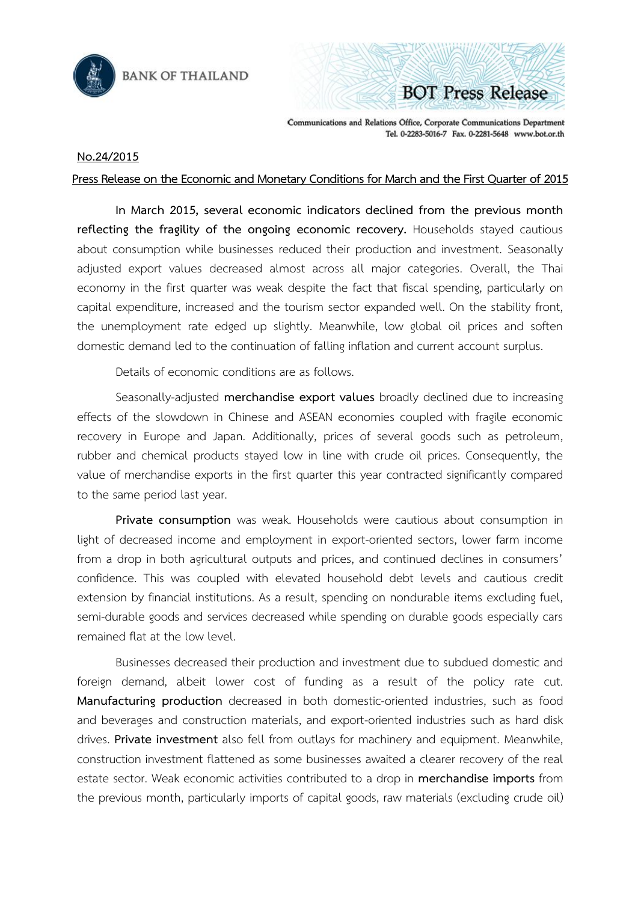BANK OF THAILAND

BOT Press Release

Communications and Relations Office, Corporate Communications Department
Tel. 0-2283-5016-7 Fax. 0-2281-5648 www.bot.or.th

**No.24/2015**

**Press Release on the Economic and Monetary Conditions for March and the First Quarter of 2015**

**In March 2015, several economic indicators declined from the previous month reflecting the fragility of the ongoing economic recovery.** Households stayed cautious about consumption while businesses reduced their production and investment. Seasonally adjusted export values decreased almost across all major categories. Overall, the Thai economy in the first quarter was weak despite the fact that fiscal spending, particularly on capital expenditure, increased and the tourism sector expanded well. On the stability front, the unemployment rate edged up slightly. Meanwhile, low global oil prices and soften domestic demand led to the continuation of falling inflation and current account surplus.

Details of economic conditions are as follows.

Seasonally-adjusted **merchandise export values** broadly declined due to increasing effects of the slowdown in Chinese and ASEAN economies coupled with fragile economic recovery in Europe and Japan. Additionally, prices of several goods such as petroleum, rubber and chemical products stayed low in line with crude oil prices. Consequently, the value of merchandise exports in the first quarter this year contracted significantly compared to the same period last year.

**Private consumption** was weak. Households were cautious about consumption in light of decreased income and employment in export-oriented sectors, lower farm income from a drop in both agricultural outputs and prices, and continued declines in consumers' confidence. This was coupled with elevated household debt levels and cautious credit extension by financial institutions. As a result, spending on nondurable items excluding fuel, semi-durable goods and services decreased while spending on durable goods especially cars remained flat at the low level.

Businesses decreased their production and investment due to subdued domestic and foreign demand, albeit lower cost of funding as a result of the policy rate cut. **Manufacturing production** decreased in both domestic-oriented industries, such as food and beverages and construction materials, and export-oriented industries such as hard disk drives. **Private investment** also fell from outlays for machinery and equipment. Meanwhile, construction investment flattened as some businesses awaited a clearer recovery of the real estate sector. Weak economic activities contributed to a drop in **merchandise imports** from the previous month, particularly imports of capital goods, raw materials (excluding crude oil)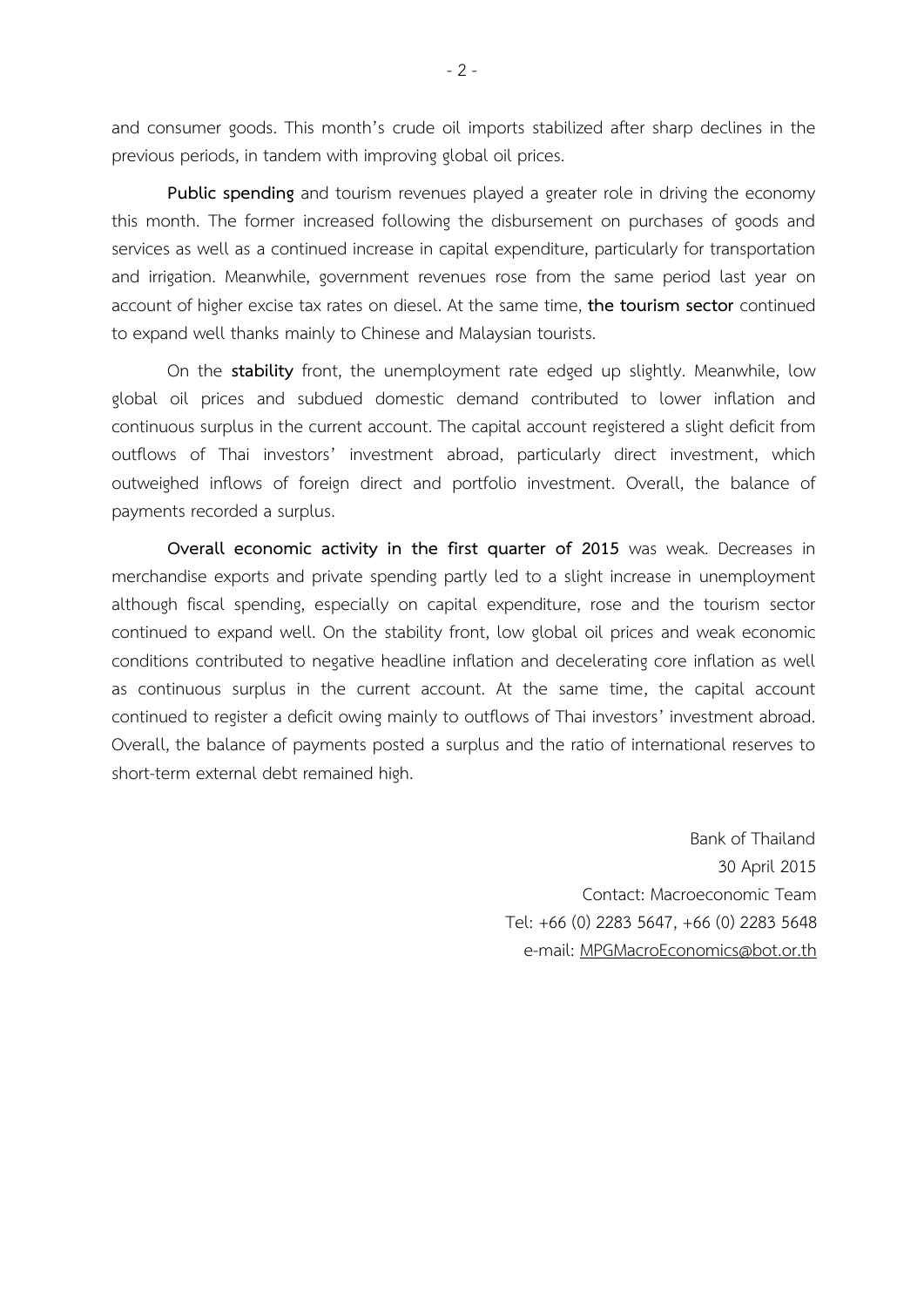and consumer goods. This month's crude oil imports stabilized after sharp declines in the previous periods, in tandem with improving global oil prices.

**Public spending** and tourism revenues played a greater role in driving the economy this month. The former increased following the disbursement on purchases of goods and services as well as a continued increase in capital expenditure, particularly for transportation and irrigation. Meanwhile, government revenues rose from the same period last year on account of higher excise tax rates on diesel. At the same time, **the tourism sector** continued to expand well thanks mainly to Chinese and Malaysian tourists.

On the **stability** front, the unemployment rate edged up slightly. Meanwhile, low global oil prices and subdued domestic demand contributed to lower inflation and continuous surplus in the current account. The capital account registered a slight deficit from outflows of Thai investors' investment abroad, particularly direct investment, which outweighed inflows of foreign direct and portfolio investment. Overall, the balance of payments recorded a surplus.

**Overall economic activity in the first quarter of 2015** was weak. Decreases in merchandise exports and private spending partly led to a slight increase in unemployment although fiscal spending, especially on capital expenditure, rose and the tourism sector continued to expand well. On the stability front, low global oil prices and weak economic conditions contributed to negative headline inflation and decelerating core inflation as well as continuous surplus in the current account. At the same time, the capital account continued to register a deficit owing mainly to outflows of Thai investors' investment abroad. Overall, the balance of payments posted a surplus and the ratio of international reserves to short-term external debt remained high.

Bank of Thailand  
30 April 2015  
Contact: Macroeconomic Team  
Tel: +66 (0) 2283 5647, +66 (0) 2283 5648  
e-mail: MPGMacroEconomics@bot.or.th